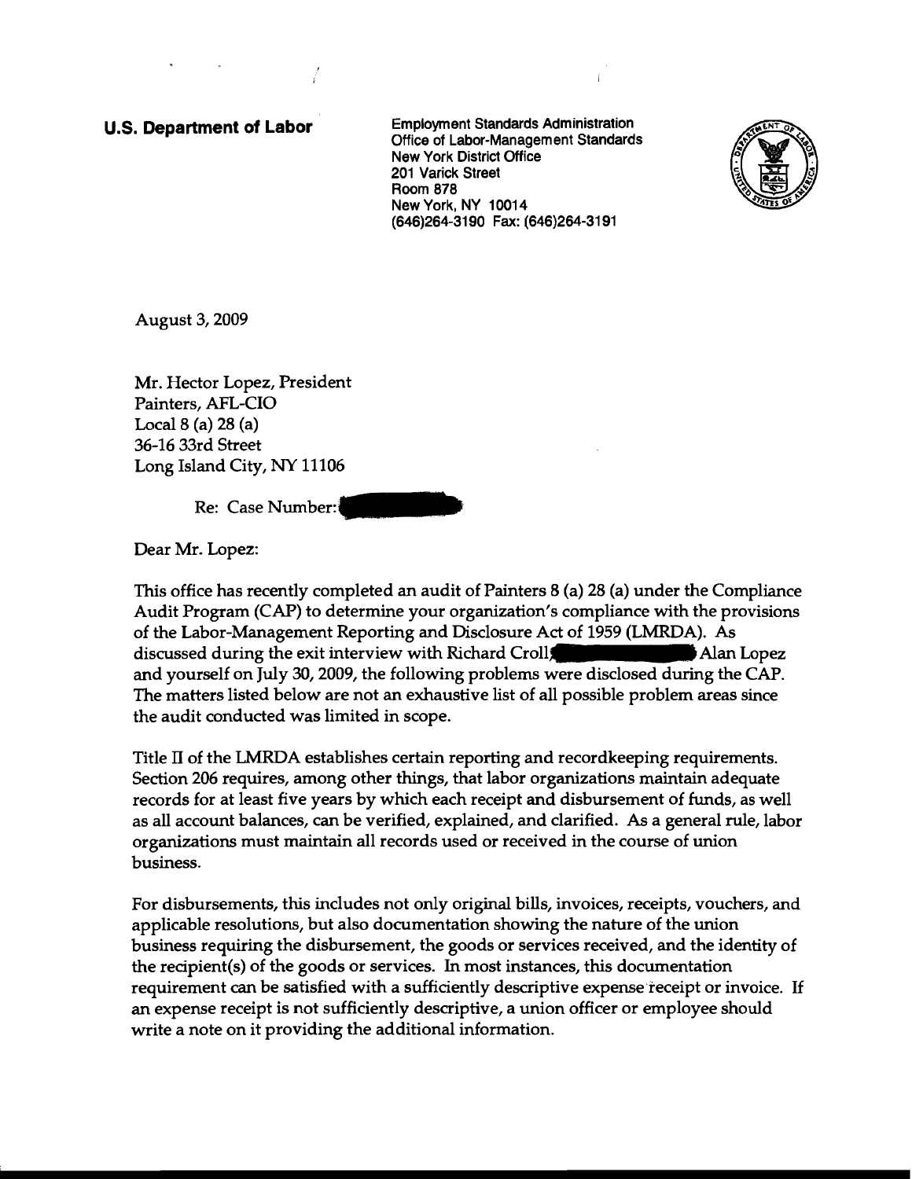**U.S. Department of Labor**

Employment Standards Administration
Office of Labor-Management Standards
New York District Office
201 Varick Street
Room 878
New York, NY 10014
(646)264-3190 Fax: (646)264-3191

August 3, 2009

Mr. Hector Lopez, President
Painters, AFL-CIO
Local 8 (a) 28 (a)
36-16 33rd Street
Long Island City, NY 11106

Re: Case Number:

Dear Mr. Lopez:

This office has recently completed an audit of Painters 8 (a) 28 (a) under the Compliance Audit Program (CAP) to determine your organization's compliance with the provisions of the Labor-Management Reporting and Disclosure Act of 1959 (LMRDA). As discussed during the exit interview with Richard Croll, Alan Lopez and yourself on July 30, 2009, the following problems were disclosed during the CAP. The matters listed below are not an exhaustive list of all possible problem areas since the audit conducted was limited in scope.

Title II of the LMRDA establishes certain reporting and recordkeeping requirements. Section 206 requires, among other things, that labor organizations maintain adequate records for at least five years by which each receipt and disbursement of funds, as well as all account balances, can be verified, explained, and clarified. As a general rule, labor organizations must maintain all records used or received in the course of union business.

For disbursements, this includes not only original bills, invoices, receipts, vouchers, and applicable resolutions, but also documentation showing the nature of the union business requiring the disbursement, the goods or services received, and the identity of the recipient(s) of the goods or services. In most instances, this documentation requirement can be satisfied with a sufficiently descriptive expense receipt or invoice. If an expense receipt is not sufficiently descriptive, a union officer or employee should write a note on it providing the additional information.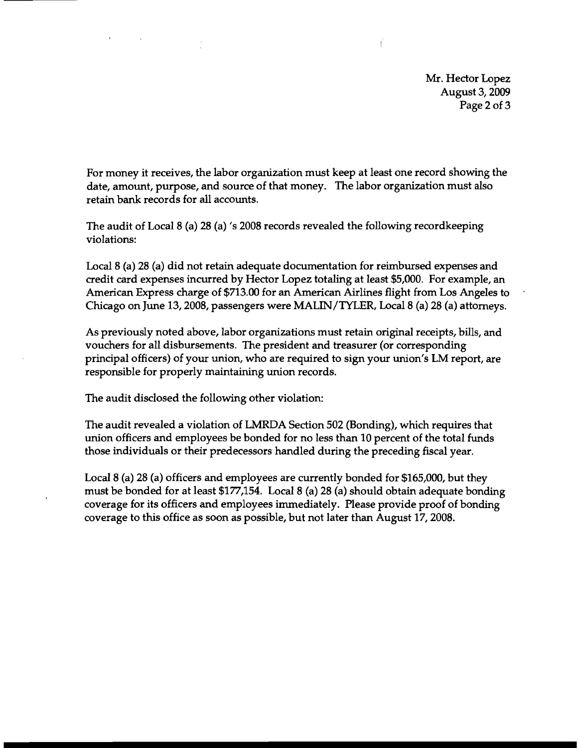For money it receives, the labor organization must keep at least one record showing the date, amount, purpose, and source of that money. The labor organization must also retain bank records for all accounts.

The audit of Local 8 (a) 28 (a) 's 2008 records revealed the following recordkeeping violations:

Local 8 (a) 28 (a) did not retain adequate documentation for reimbursed expenses and credit card expenses incurred by Hector Lopez totaling at least $5,000. For example, an American Express charge of $713.00 for an American Airlines flight from Los Angeles to Chicago on June 13, 2008, passengers were MALIN/TYLER, Local 8 (a) 28 (a) attorneys.

As previously noted above, labor organizations must retain original receipts, bills, and vouchers for all disbursements. The president and treasurer (or corresponding principal officers) of your union, who are required to sign your union's LM report, are responsible for properly maintaining union records.

The audit disclosed the following other violation:

The audit revealed a violation of LMRDA Section 502 (Bonding), which requires that union officers and employees be bonded for no less than 10 percent of the total funds those individuals or their predecessors handled during the preceding fiscal year.

Local 8 (a) 28 (a) officers and employees are currently bonded for $165,000, but they must be bonded for at least $177,154. Local 8 (a) 28 (a) should obtain adequate bonding coverage for its officers and employees immediately. Please provide proof of bonding coverage to this office as soon as possible, but not later than August 17, 2008.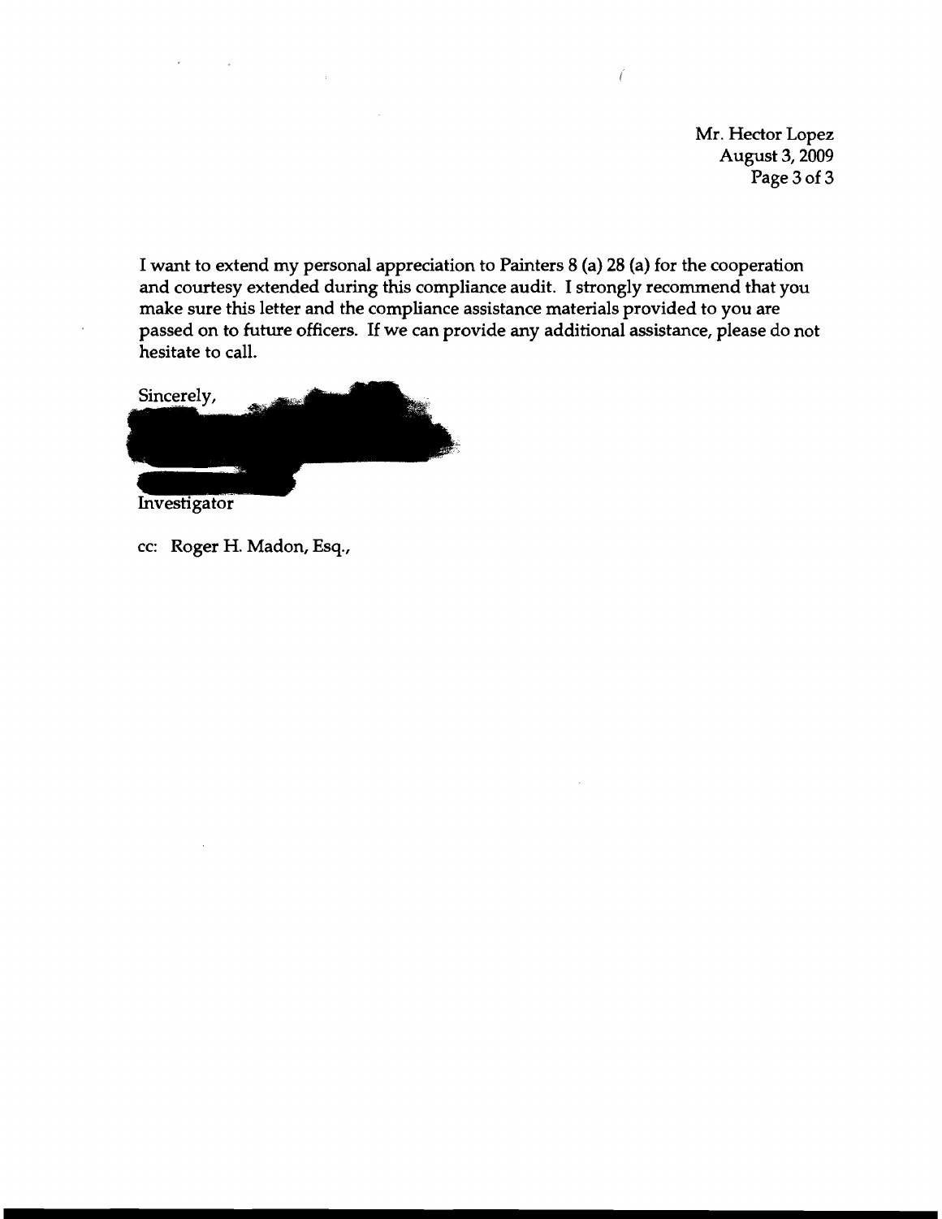Mr. Hector Lopez
August 3, 2009

I want to extend my personal appreciation to Painters 8 (a) 28 (a) for the cooperation and courtesy extended during this compliance audit. I strongly recommend that you make sure this letter and the compliance assistance materials provided to you are passed on to future officers. If we can provide any additional assistance, please do not hesitate to call.

Sincerely,

Investigator

cc: Roger H. Madon, Esq.,